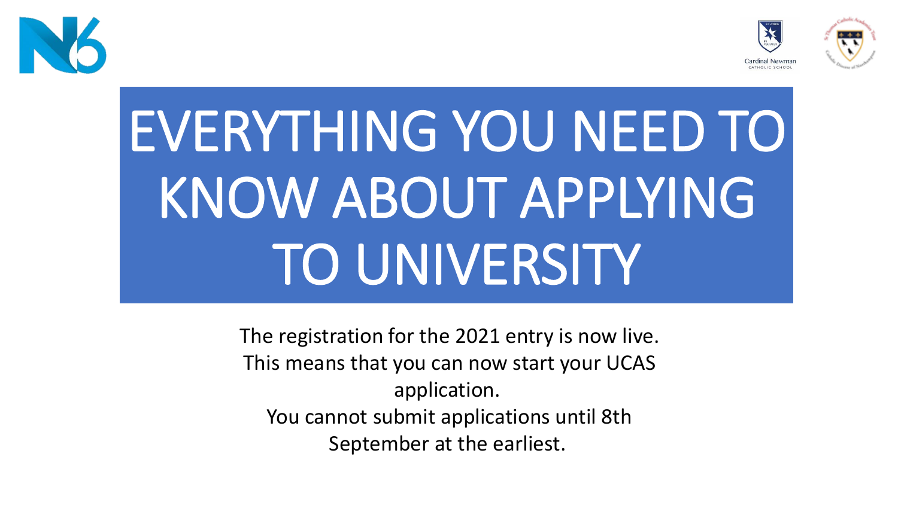# EVERYTHING YOU NEED TO KNOW ABOUT APPLYING TO UNIVERSITY

The registration for the 2021 entry is now live.
This means that you can now start your UCAS application.
You cannot submit applications until 8th September at the earliest.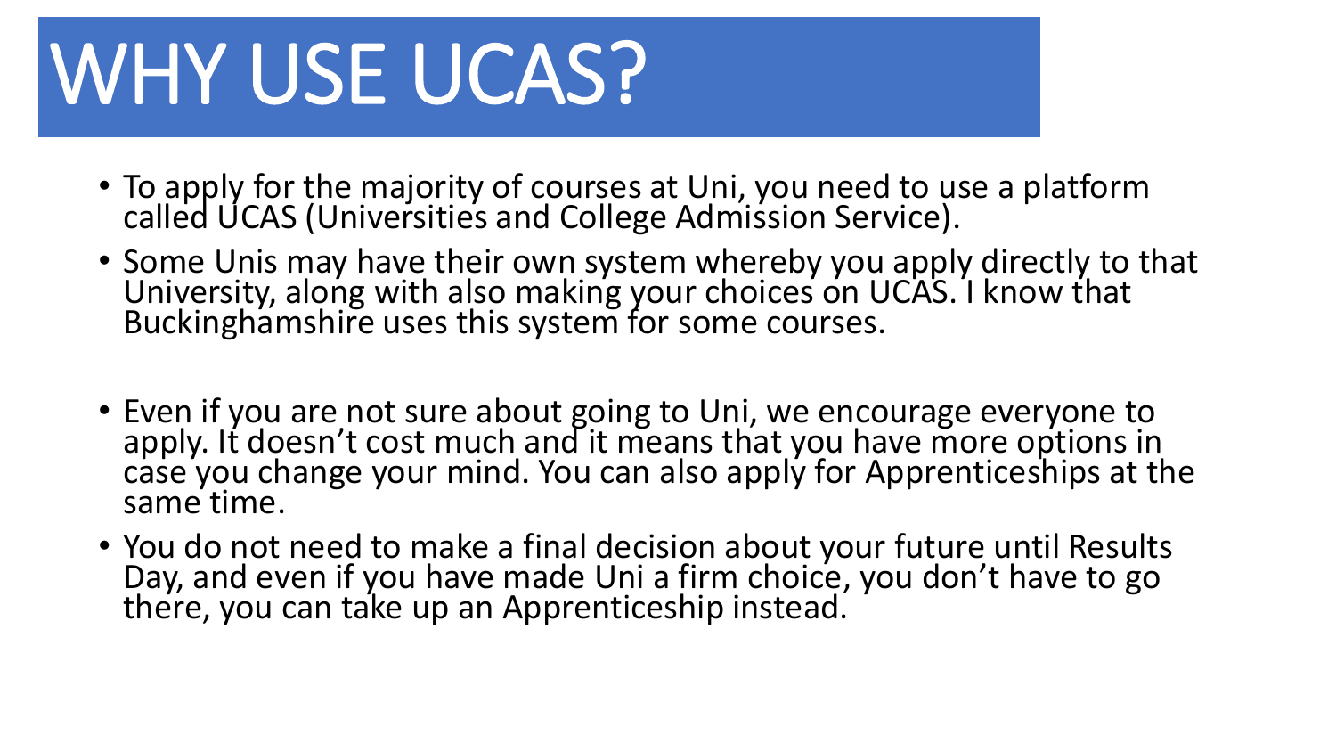# WHY USE UCAS?

- To apply for the majority of courses at Uni, you need to use a platform called UCAS (Universities and College Admission Service).
- Some Unis may have their own system whereby you apply directly to that University, along with also making your choices on UCAS. I know that Buckinghamshire uses this system for some courses.
- Even if you are not sure about going to Uni, we encourage everyone to apply. It doesn't cost much and it means that you have more options in case you change your mind. You can also apply for Apprenticeships at the same time.
- You do not need to make a final decision about your future until Results Day, and even if you have made Uni a firm choice, you don't have to go there, you can take up an Apprenticeship instead.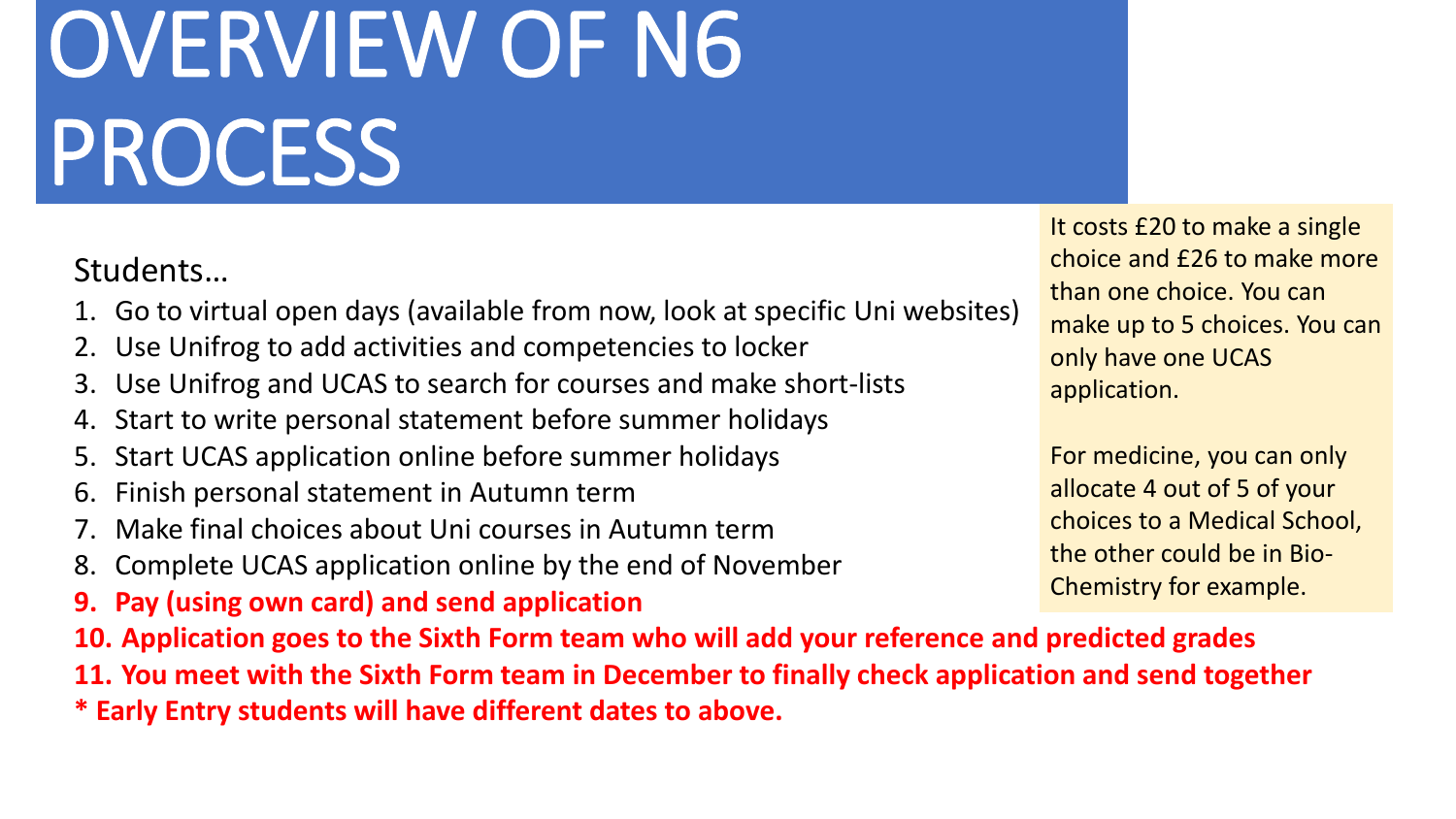# OVERVIEW OF N6 PROCESS

Students…

1. Go to virtual open days (available from now, look at specific Uni websites)
2. Use Unifrog to add activities and competencies to locker
3. Use Unifrog and UCAS to search for courses and make short-lists
4. Start to write personal statement before summer holidays
5. Start UCAS application online before summer holidays
6. Finish personal statement in Autumn term
7. Make final choices about Uni courses in Autumn term
8. Complete UCAS application online by the end of November
9. **Pay (using own card) and send application**
10. **Application goes to the Sixth Form team who will add your reference and predicted grades**
11. **You meet with the Sixth Form team in December to finally check application and send together**

**\* Early Entry students will have different dates to above.**

It costs £20 to make a single choice and £26 to make more than one choice. You can make up to 5 choices. You can only have one UCAS application.

For medicine, you can only allocate 4 out of 5 of your choices to a Medical School, the other could be in Bio-Chemistry for example.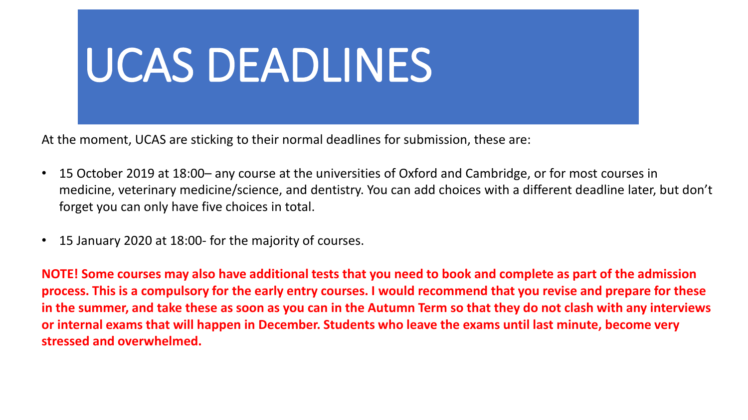# UCAS DEADLINES

At the moment, UCAS are sticking to their normal deadlines for submission, these are:

- 15 October 2019 at 18:00– any course at the universities of Oxford and Cambridge, or for most courses in medicine, veterinary medicine/science, and dentistry. You can add choices with a different deadline later, but don't forget you can only have five choices in total.
- 15 January 2020 at 18:00- for the majority of courses.

**NOTE! Some courses may also have additional tests that you need to book and complete as part of the admission process. This is a compulsory for the early entry courses. I would recommend that you revise and prepare for these in the summer, and take these as soon as you can in the Autumn Term so that they do not clash with any interviews or internal exams that will happen in December. Students who leave the exams until last minute, become very stressed and overwhelmed.**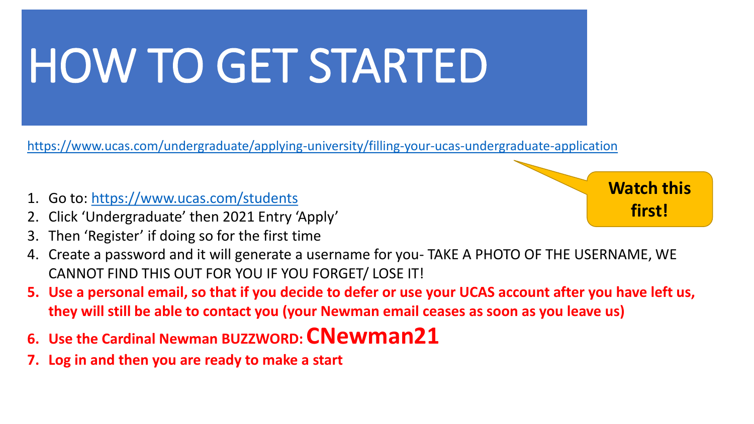# HOW TO GET STARTED

https://www.ucas.com/undergraduate/applying-university/filling-your-ucas-undergraduate-application

**Watch this first!**

1. Go to: https://www.ucas.com/students
2. Click 'Undergraduate' then 2021 Entry 'Apply'
3. Then 'Register' if doing so for the first time
4. Create a password and it will generate a username for you- TAKE A PHOTO OF THE USERNAME, WE CANNOT FIND THIS OUT FOR YOU IF YOU FORGET/ LOSE IT!
5. **Use a personal email, so that if you decide to defer or use your UCAS account after you have left us, they will still be able to contact you (your Newman email ceases as soon as you leave us)**
6. **Use the Cardinal Newman BUZZWORD: CNewman21**
7. **Log in and then you are ready to make a start**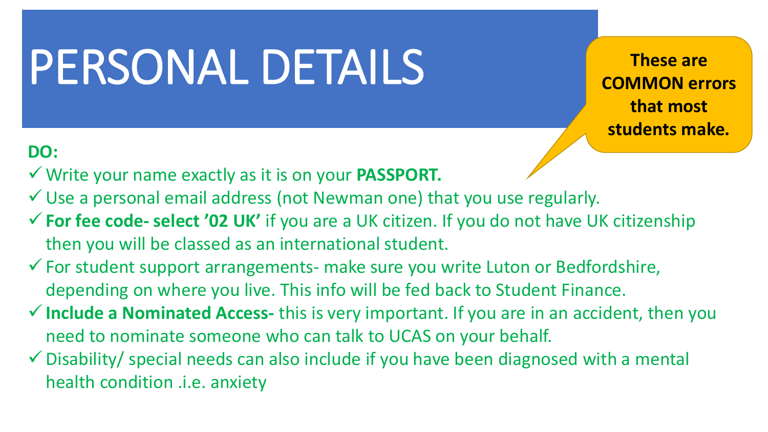# PERSONAL DETAILS

**These are COMMON errors that most students make.**

**DO:**

- ✓ Write your name exactly as it is on your **PASSPORT.**
- ✓ Use a personal email address (not Newman one) that you use regularly.
- ✓ **For fee code- select '02 UK'** if you are a UK citizen. If you do not have UK citizenship then you will be classed as an international student.
- ✓ For student support arrangements- make sure you write Luton or Bedfordshire, depending on where you live. This info will be fed back to Student Finance.
- ✓ **Include a Nominated Access-** this is very important. If you are in an accident, then you need to nominate someone who can talk to UCAS on your behalf.
- ✓ Disability/ special needs can also include if you have been diagnosed with a mental health condition .i.e. anxiety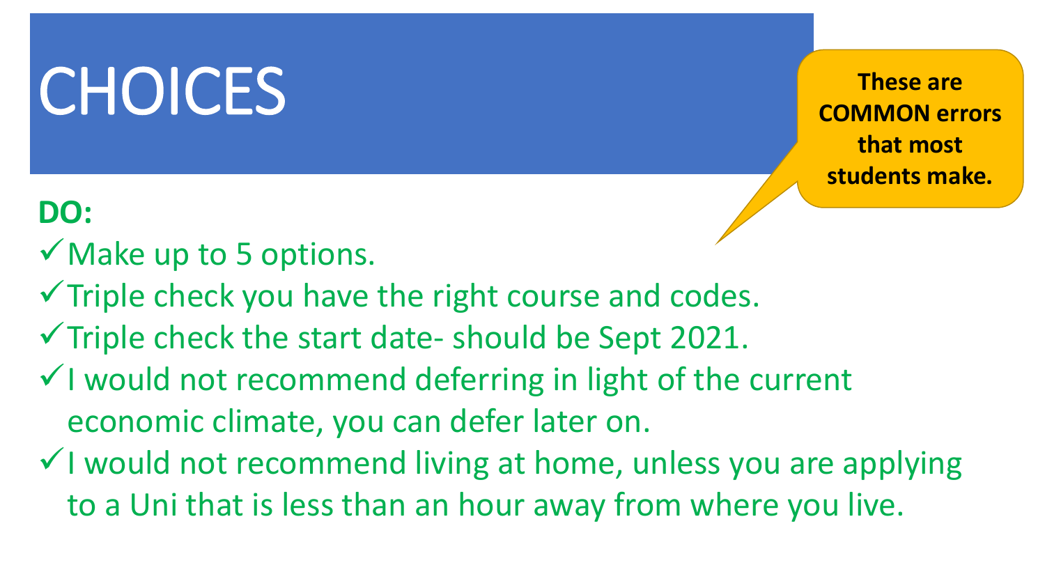# CHOICES

> **These are COMMON errors that most students make.**

**DO:**

- ✓ Make up to 5 options.
- ✓ Triple check you have the right course and codes.
- ✓ Triple check the start date- should be Sept 2021.
- ✓ I would not recommend deferring in light of the current economic climate, you can defer later on.
- ✓ I would not recommend living at home, unless you are applying to a Uni that is less than an hour away from where you live.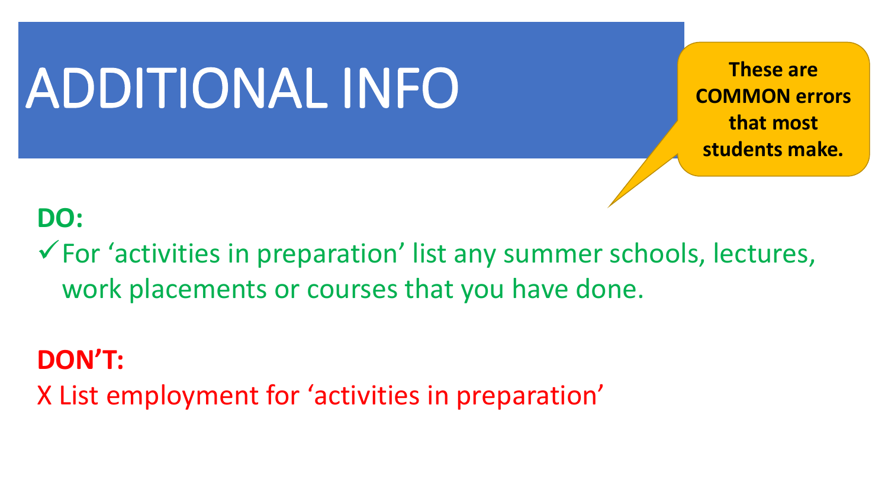# ADDITIONAL INFO

**These are COMMON errors that most students make.**

**DO:**

✓ For ‘activities in preparation’ list any summer schools, lectures, work placements or courses that you have done.

**DON’T:**

X List employment for ‘activities in preparation’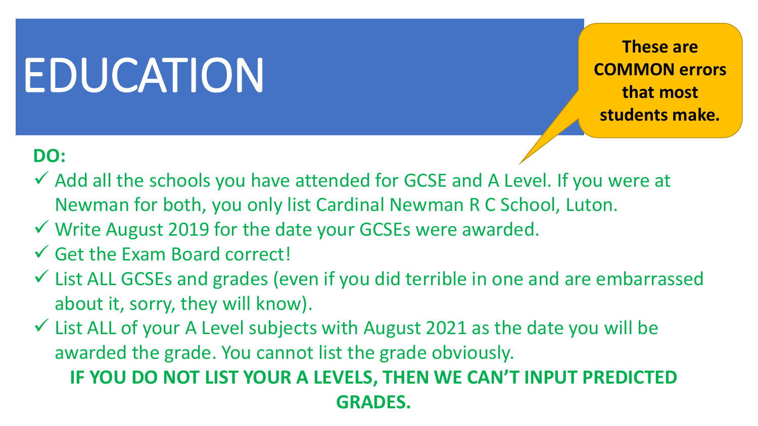# EDUCATION

**These are COMMON errors that most students make.**

**DO:**

- ✓ Add all the schools you have attended for GCSE and A Level. If you were at Newman for both, you only list Cardinal Newman R C School, Luton.
- ✓ Write August 2019 for the date your GCSEs were awarded.
- ✓ Get the Exam Board correct!
- ✓ List ALL GCSEs and grades (even if you did terrible in one and are embarrassed about it, sorry, they will know).
- ✓ List ALL of your A Level subjects with August 2021 as the date you will be awarded the grade. You cannot list the grade obviously.

**IF YOU DO NOT LIST YOUR A LEVELS, THEN WE CAN'T INPUT PREDICTED GRADES.**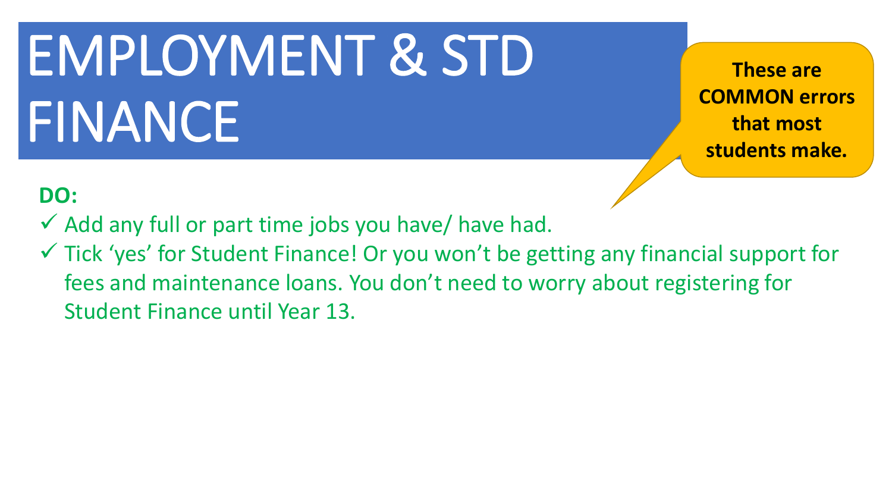# EMPLOYMENT & STD FINANCE

**These are COMMON errors that most students make.**

**DO:**

- ✓ Add any full or part time jobs you have/ have had.
- ✓ Tick 'yes' for Student Finance! Or you won't be getting any financial support for fees and maintenance loans. You don't need to worry about registering for Student Finance until Year 13.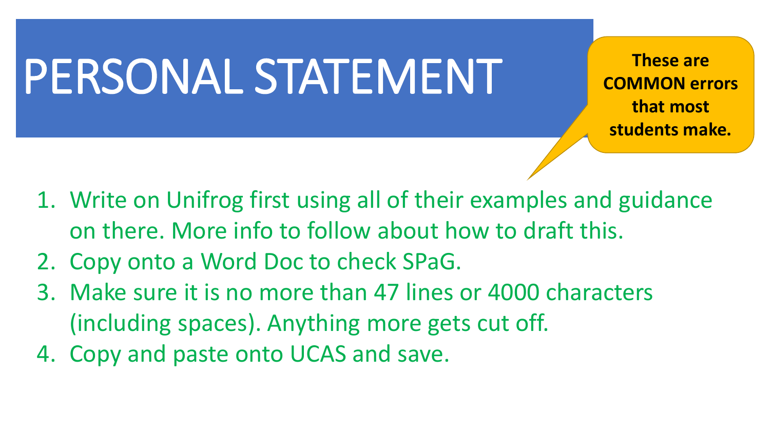# PERSONAL STATEMENT

**These are COMMON errors that most students make.**

1. Write on Unifrog first using all of their examples and guidance on there. More info to follow about how to draft this.
2. Copy onto a Word Doc to check SPaG.
3. Make sure it is no more than 47 lines or 4000 characters (including spaces). Anything more gets cut off.
4. Copy and paste onto UCAS and save.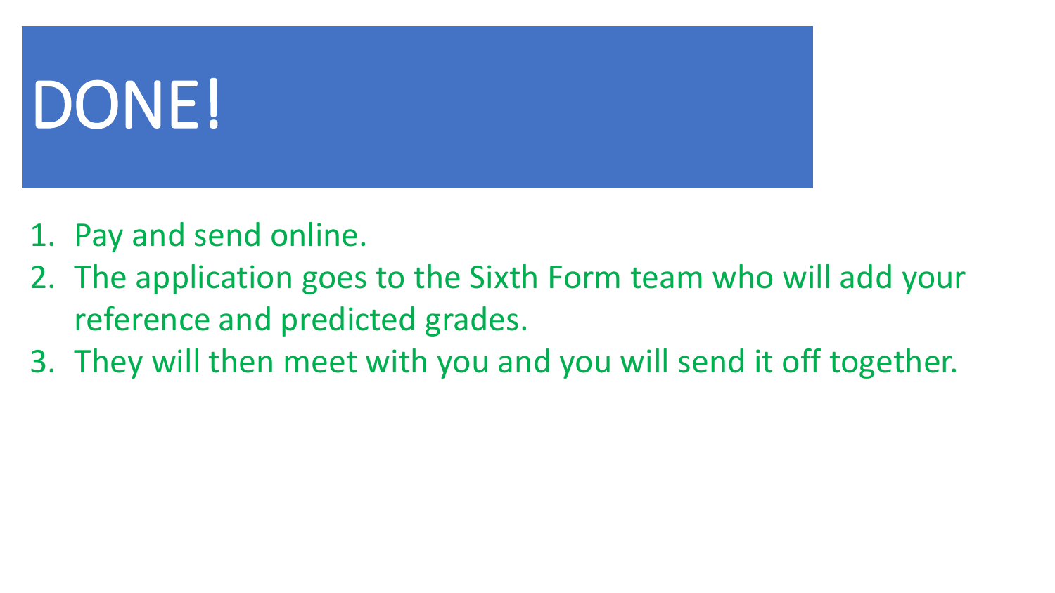# DONE!

1. Pay and send online.
2. The application goes to the Sixth Form team who will add your reference and predicted grades.
3. They will then meet with you and you will send it off together.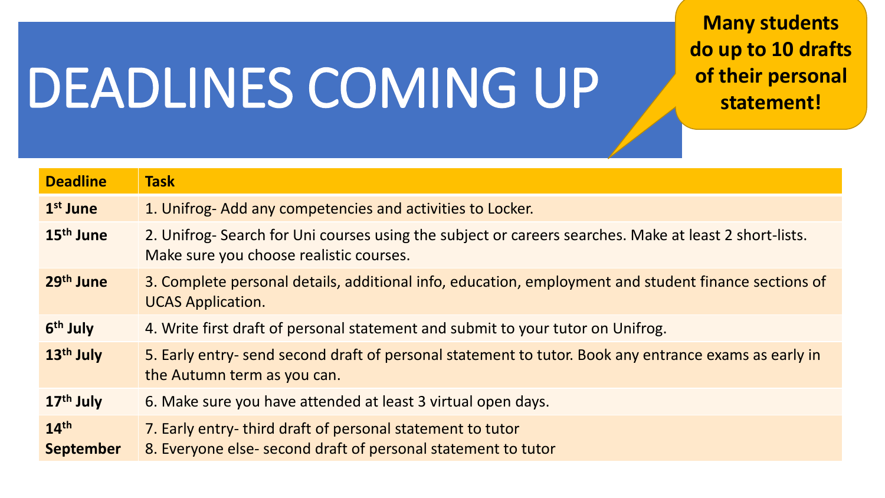# DEADLINES COMING UP

**Many students do up to 10 drafts of their personal statement!**

| Deadline | Task |
|---|---|
| **1st June** | 1. Unifrog- Add any competencies and activities to Locker. |
| **15th June** | 2. Unifrog- Search for Uni courses using the subject or careers searches. Make at least 2 short-lists. Make sure you choose realistic courses. |
| **29th June** | 3. Complete personal details, additional info, education, employment and student finance sections of UCAS Application. |
| **6th July** | 4. Write first draft of personal statement and submit to your tutor on Unifrog. |
| **13th July** | 5. Early entry- send second draft of personal statement to tutor. Book any entrance exams as early in the Autumn term as you can. |
| **17th July** | 6. Make sure you have attended at least 3 virtual open days. |
| **14th September** | 7. Early entry- third draft of personal statement to tutor<br>8. Everyone else- second draft of personal statement to tutor |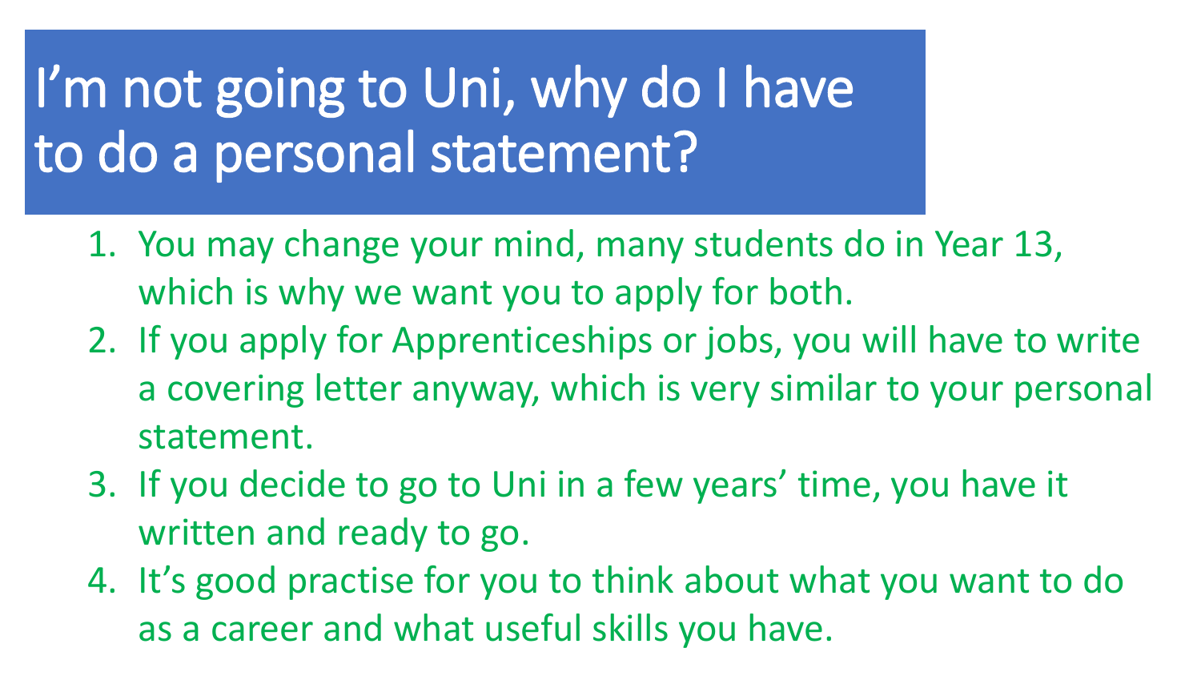# I’m not going to Uni, why do I have to do a personal statement?

1. You may change your mind, many students do in Year 13, which is why we want you to apply for both.
2. If you apply for Apprenticeships or jobs, you will have to write a covering letter anyway, which is very similar to your personal statement.
3. If you decide to go to Uni in a few years’ time, you have it written and ready to go.
4. It’s good practise for you to think about what you want to do as a career and what useful skills you have.